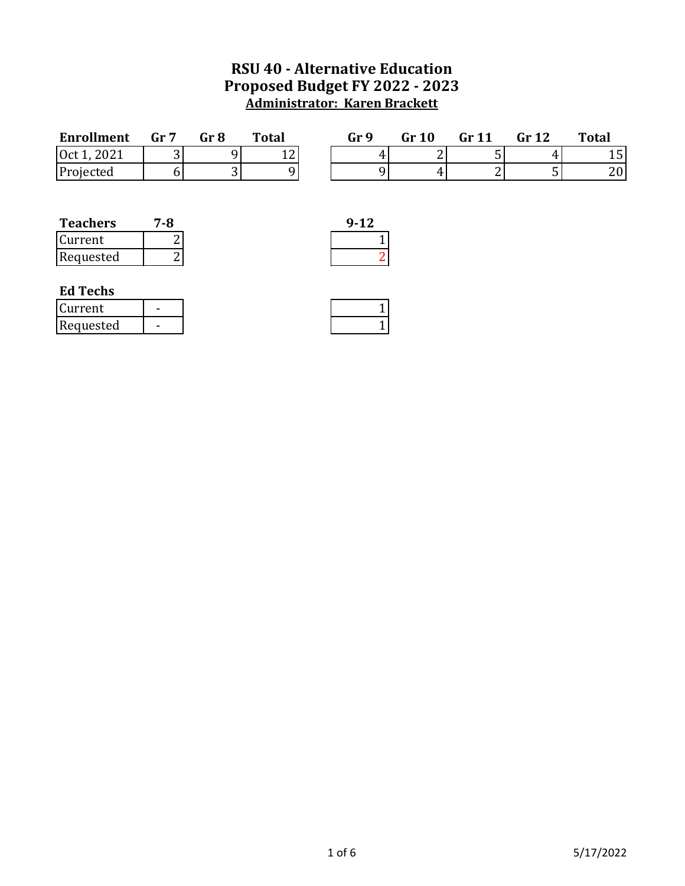# RSU 40 - Alternative Education
## Proposed Budget FY 2022 - 2023
### Administrator: Karen Brackett

| Enrollment | Gr 7 | Gr 8 | Total | | Gr 9 | Gr 10 | Gr 11 | Gr 12 | Total |
|---|---|---|---|---|---|---|---|---|---|
| Oct 1, 2021 | 3 | 9 | 12 | | 4 | 2 | 5 | 4 | 15 |
| Projected | 6 | 3 | 9 | | 9 | 4 | 2 | 5 | 20 |

| Teachers | 7-8 | | 9-12 |
|---|---|---|---|
| Current | 2 | | 1 |
| Requested | 2 | | 2 |

**Ed Techs**

| | 7-8 | | 9-12 |
|---|---|---|---|
| Current | - | | 1 |
| Requested | - | | 1 |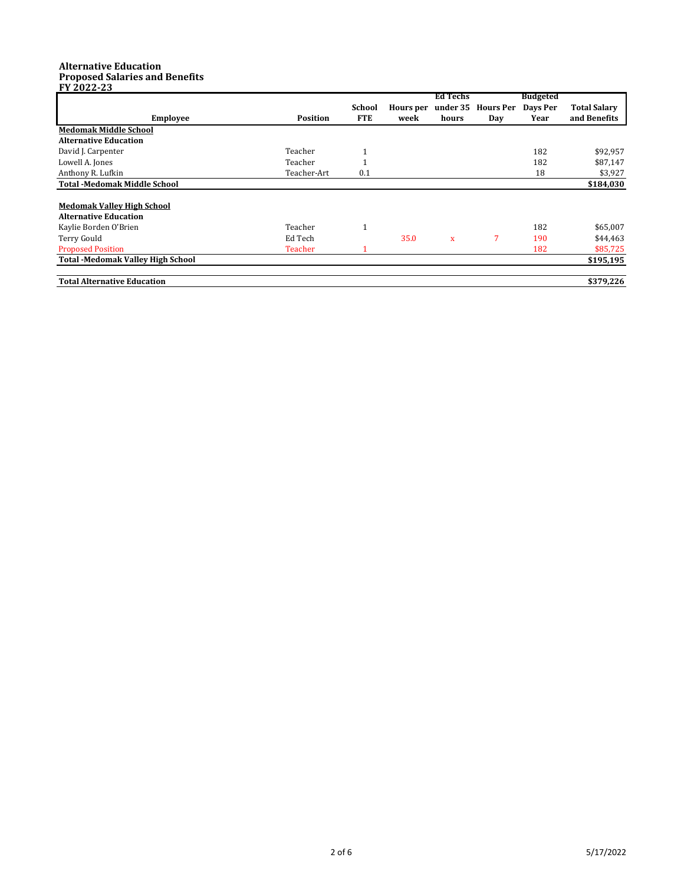**Alternative Education**
**Proposed Salaries and Benefits**
**FY 2022-23**

| Employee | Position | School FTE | Hours per week | Ed Techs under 35 hours | Hours Per Day | Budgeted Days Per Year | Total Salary and Benefits |
|---|---|---|---|---|---|---|---|
| **Medomak Middle School** | | | | | | | |
| **Alternative Education** | | | | | | | |
| David J. Carpenter | Teacher | 1 | | | | 182 | $92,957 |
| Lowell A. Jones | Teacher | 1 | | | | 182 | $87,147 |
| Anthony R. Lufkin | Teacher-Art | 0.1 | | | | 18 | $3,927 |
| **Total -Medomak Middle School** | | | | | | | **$184,030** |
| | | | | | | | |
| **Medomak Valley High School** | | | | | | | |
| **Alternative Education** | | | | | | | |
| Kaylie Borden O'Brien | Teacher | 1 | | | | 182 | $65,007 |
| Terry Gould | Ed Tech | | 35.0 | x | 7 | 190 | $44,463 |
| Proposed Position | Teacher | 1 | | | | 182 | $85,725 |
| **Total -Medomak Valley High School** | | | | | | | **$195,195** |
| | | | | | | | |
| **Total Alternative Education** | | | | | | | **$379,226** |

5/17/2022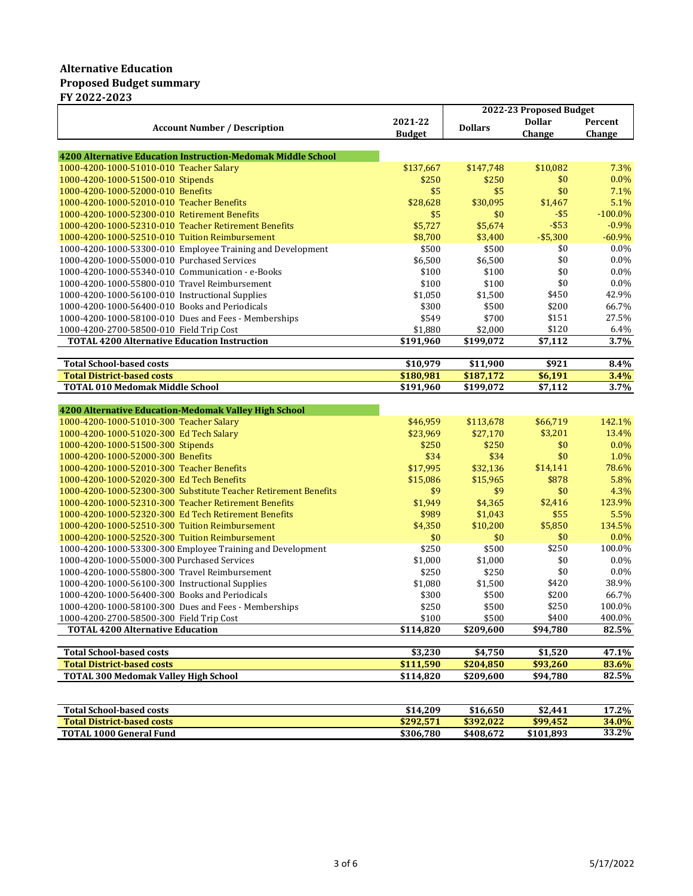**Alternative Education**
**Proposed Budget summary**
**FY 2022-2023**

| Account Number / Description | 2021-22 Budget | 2022-23 Proposed Budget | | |
|---|---|---|---|---|
| | | Dollars | Dollar Change | Percent Change |
| **4200 Alternative Education Instruction-Medomak Middle School** | | | | |
| 1000-4200-1000-51010-010 Teacher Salary | $137,667 | $147,748 | $10,082 | 7.3% |
| 1000-4200-1000-51500-010 Stipends | $250 | $250 | $0 | 0.0% |
| 1000-4200-1000-52000-010 Benefits | $5 | $5 | $0 | 7.1% |
| 1000-4200-1000-52010-010 Teacher Benefits | $28,628 | $30,095 | $1,467 | 5.1% |
| 1000-4200-1000-52300-010 Retirement Benefits | $5 | $0 | -$5 | -100.0% |
| 1000-4200-1000-52310-010 Teacher Retirement Benefits | $5,727 | $5,674 | -$53 | -0.9% |
| 1000-4200-1000-52510-010 Tuition Reimbursement | $8,700 | $3,400 | -$5,300 | -60.9% |
| 1000-4200-1000-53300-010 Employee Training and Development | $500 | $500 | $0 | 0.0% |
| 1000-4200-1000-55000-010 Purchased Services | $6,500 | $6,500 | $0 | 0.0% |
| 1000-4200-1000-55340-010 Communication - e-Books | $100 | $100 | $0 | 0.0% |
| 1000-4200-1000-55800-010 Travel Reimbursement | $100 | $100 | $0 | 0.0% |
| 1000-4200-1000-56100-010 Instructional Supplies | $1,050 | $1,500 | $450 | 42.9% |
| 1000-4200-1000-56400-010 Books and Periodicals | $300 | $500 | $200 | 66.7% |
| 1000-4200-1000-58100-010 Dues and Fees - Memberships | $549 | $700 | $151 | 27.5% |
| 1000-4200-2700-58500-010 Field Trip Cost | $1,880 | $2,000 | $120 | 6.4% |
| **TOTAL 4200 Alternative Education Instruction** | **$191,960** | **$199,072** | **$7,112** | **3.7%** |
| | | | | |
| **Total School-based costs** | **$10,979** | **$11,900** | **$921** | **8.4%** |
| **Total District-based costs** | **$180,981** | **$187,172** | **$6,191** | **3.4%** |
| **TOTAL 010 Medomak Middle School** | **$191,960** | **$199,072** | **$7,112** | **3.7%** |
| | | | | |
| **4200 Alternative Education-Medomak Valley High School** | | | | |
| 1000-4200-1000-51010-300 Teacher Salary | $46,959 | $113,678 | $66,719 | 142.1% |
| 1000-4200-1000-51020-300 Ed Tech Salary | $23,969 | $27,170 | $3,201 | 13.4% |
| 1000-4200-1000-51500-300 Stipends | $250 | $250 | $0 | 0.0% |
| 1000-4200-1000-52000-300 Benefits | $34 | $34 | $0 | 1.0% |
| 1000-4200-1000-52010-300 Teacher Benefits | $17,995 | $32,136 | $14,141 | 78.6% |
| 1000-4200-1000-52020-300 Ed Tech Benefits | $15,086 | $15,965 | $878 | 5.8% |
| 1000-4200-1000-52300-300 Substitute Teacher Retirement Benefits | $9 | $9 | $0 | 4.3% |
| 1000-4200-1000-52310-300 Teacher Retirement Benefits | $1,949 | $4,365 | $2,416 | 123.9% |
| 1000-4200-1000-52320-300 Ed Tech Retirement Benefits | $989 | $1,043 | $55 | 5.5% |
| 1000-4200-1000-52510-300 Tuition Reimbursement | $4,350 | $10,200 | $5,850 | 134.5% |
| 1000-4200-1000-52520-300 Tuition Reimbursement | $0 | $0 | $0 | 0.0% |
| 1000-4200-1000-53300-300 Employee Training and Development | $250 | $500 | $250 | 100.0% |
| 1000-4200-1000-55000-300 Purchased Services | $1,000 | $1,000 | $0 | 0.0% |
| 1000-4200-1000-55800-300 Travel Reimbursement | $250 | $250 | $0 | 0.0% |
| 1000-4200-1000-56100-300 Instructional Supplies | $1,080 | $1,500 | $420 | 38.9% |
| 1000-4200-1000-56400-300 Books and Periodicals | $300 | $500 | $200 | 66.7% |
| 1000-4200-1000-58100-300 Dues and Fees - Memberships | $250 | $500 | $250 | 100.0% |
| 1000-4200-2700-58500-300 Field Trip Cost | $100 | $500 | $400 | 400.0% |
| **TOTAL 4200 Alternative Education** | **$114,820** | **$209,600** | **$94,780** | **82.5%** |
| | | | | |
| **Total School-based costs** | **$3,230** | **$4,750** | **$1,520** | **47.1%** |
| **Total District-based costs** | **$111,590** | **$204,850** | **$93,260** | **83.6%** |
| **TOTAL 300 Medomak Valley High School** | **$114,820** | **$209,600** | **$94,780** | **82.5%** |
| | | | | |
| **Total School-based costs** | **$14,209** | **$16,650** | **$2,441** | **17.2%** |
| **Total District-based costs** | **$292,571** | **$392,022** | **$99,452** | **34.0%** |
| **TOTAL 1000 General Fund** | **$306,780** | **$408,672** | **$101,893** | **33.2%** |

5/17/2022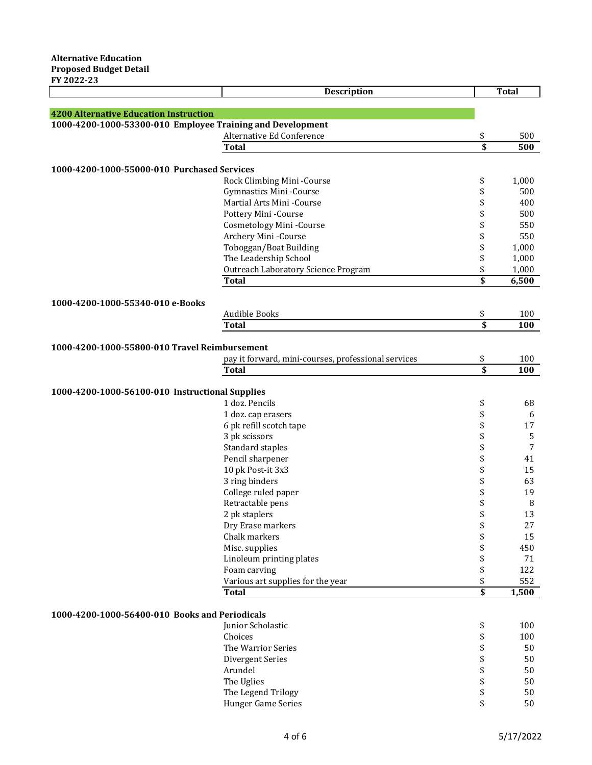**Alternative Education**
**Proposed Budget Detail**
**FY 2022-23**

| | Description | Total |
|---|---|---|
| **4200 Alternative Education Instruction** | | |
| **1000-4200-1000-53300-010 Employee Training and Development** | | |
| | Alternative Ed Conference | $ 500 |
| | **Total** | **$ 500** |
| **1000-4200-1000-55000-010 Purchased Services** | | |
| | Rock Climbing Mini -Course | $ 1,000 |
| | Gymnastics Mini -Course | $ 500 |
| | Martial Arts Mini -Course | $ 400 |
| | Pottery Mini -Course | $ 500 |
| | Cosmetology Mini -Course | $ 550 |
| | Archery Mini -Course | $ 550 |
| | Toboggan/Boat Building | $ 1,000 |
| | The Leadership School | $ 1,000 |
| | Outreach Laboratory Science Program | $ 1,000 |
| | **Total** | **$ 6,500** |
| **1000-4200-1000-55340-010 e-Books** | | |
| | Audible Books | $ 100 |
| | **Total** | **$ 100** |
| **1000-4200-1000-55800-010 Travel Reimbursement** | | |
| | pay it forward, mini-courses, professional services | $ 100 |
| | **Total** | **$ 100** |
| **1000-4200-1000-56100-010 Instructional Supplies** | | |
| | 1 doz. Pencils | $ 68 |
| | 1 doz. cap erasers | $ 6 |
| | 6 pk refill scotch tape | $ 17 |
| | 3 pk scissors | $ 5 |
| | Standard staples | $ 7 |
| | Pencil sharpener | $ 41 |
| | 10 pk Post-it 3x3 | $ 15 |
| | 3 ring binders | $ 63 |
| | College ruled paper | $ 19 |
| | Retractable pens | $ 8 |
| | 2 pk staplers | $ 13 |
| | Dry Erase markers | $ 27 |
| | Chalk markers | $ 15 |
| | Misc. supplies | $ 450 |
| | Linoleum printing plates | $ 71 |
| | Foam carving | $ 122 |
| | Various art supplies for the year | $ 552 |
| | **Total** | **$ 1,500** |
| **1000-4200-1000-56400-010 Books and Periodicals** | | |
| | Junior Scholastic | $ 100 |
| | Choices | $ 100 |
| | The Warrior Series | $ 50 |
| | Divergent Series | $ 50 |
| | Arundel | $ 50 |
| | The Uglies | $ 50 |
| | The Legend Trilogy | $ 50 |
| | Hunger Game Series | $ 50 |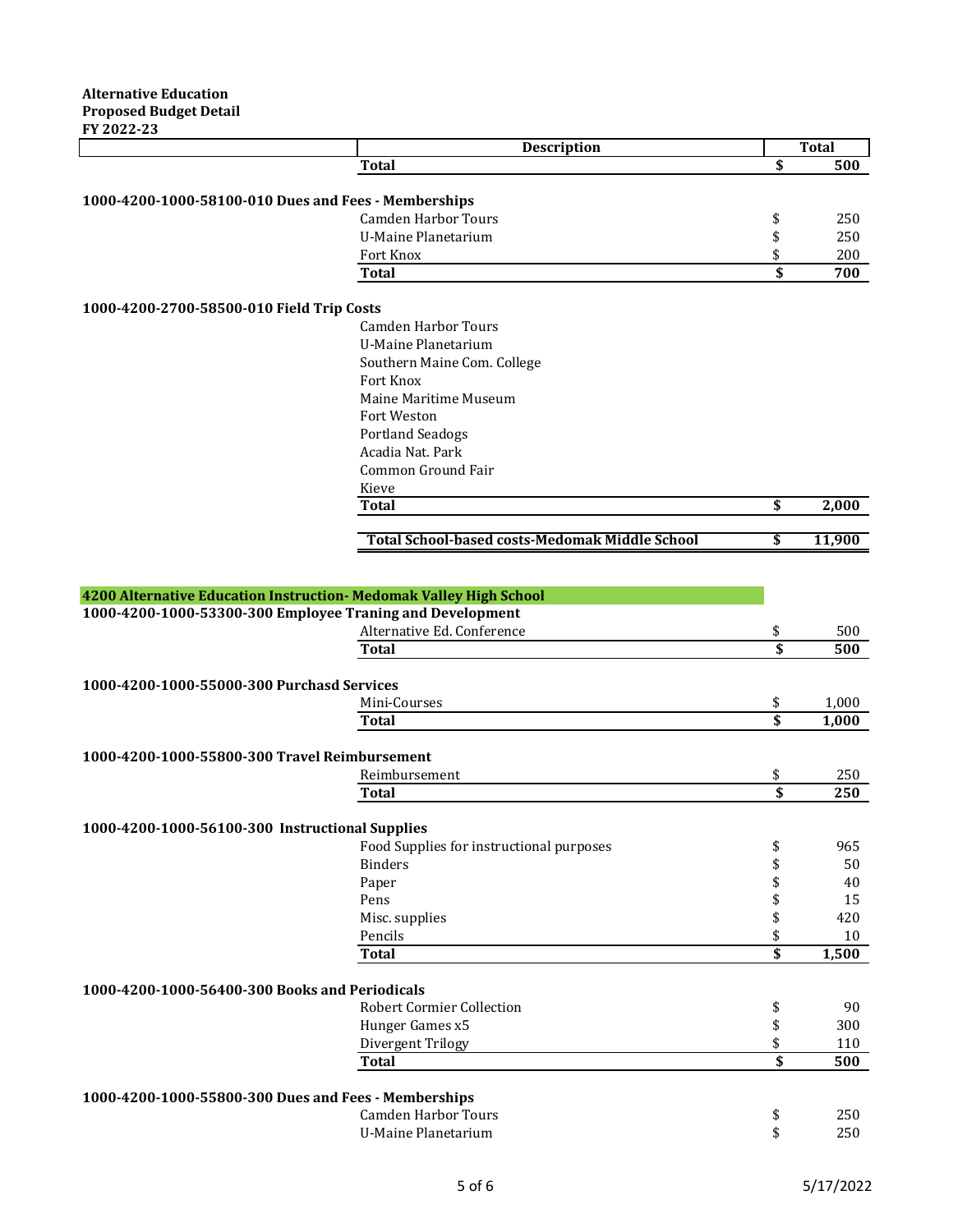**Alternative Education**
**Proposed Budget Detail**
**FY 2022-23**

| | Description | Total |
|---|---|---|
| | **Total** | **$ 500** |

**1000-4200-1000-58100-010 Dues and Fees - Memberships**

| | Description | Total |
|---|---|---|
| | Camden Harbor Tours | $ 250 |
| | U-Maine Planetarium | $ 250 |
| | Fort Knox | $ 200 |
| | **Total** | **$ 700** |

**1000-4200-2700-58500-010 Field Trip Costs**

| | Description | Total |
|---|---|---|
| | Camden Harbor Tours | |
| | U-Maine Planetarium | |
| | Southern Maine Com. College | |
| | Fort Knox | |
| | Maine Maritime Museum | |
| | Fort Weston | |
| | Portland Seadogs | |
| | Acadia Nat. Park | |
| | Common Ground Fair | |
| | Kieve | |
| | **Total** | **$ 2,000** |

| | | |
|---|---|---|
| | **Total School-based costs-Medomak Middle School** | **$ 11,900** |

## 4200 Alternative Education Instruction- Medomak Valley High School

**1000-4200-1000-53300-300 Employee Traning and Development**

| | Description | Total |
|---|---|---|
| | Alternative Ed. Conference | $ 500 |
| | **Total** | **$ 500** |

**1000-4200-1000-55000-300 Purchasd Services**

| | Description | Total |
|---|---|---|
| | Mini-Courses | $ 1,000 |
| | **Total** | **$ 1,000** |

**1000-4200-1000-55800-300 Travel Reimbursement**

| | Description | Total |
|---|---|---|
| | Reimbursement | $ 250 |
| | **Total** | **$ 250** |

**1000-4200-1000-56100-300 Instructional Supplies**

| | Description | Total |
|---|---|---|
| | Food Supplies for instructional purposes | $ 965 |
| | Binders | $ 50 |
| | Paper | $ 40 |
| | Pens | $ 15 |
| | Misc. supplies | $ 420 |
| | Pencils | $ 10 |
| | **Total** | **$ 1,500** |

**1000-4200-1000-56400-300 Books and Periodicals**

| | Description | Total |
|---|---|---|
| | Robert Cormier Collection | $ 90 |
| | Hunger Games x5 | $ 300 |
| | Divergent Trilogy | $ 110 |
| | **Total** | **$ 500** |

**1000-4200-1000-55800-300 Dues and Fees - Memberships**

| | Description | Total |
|---|---|---|
| | Camden Harbor Tours | $ 250 |
| | U-Maine Planetarium | $ 250 |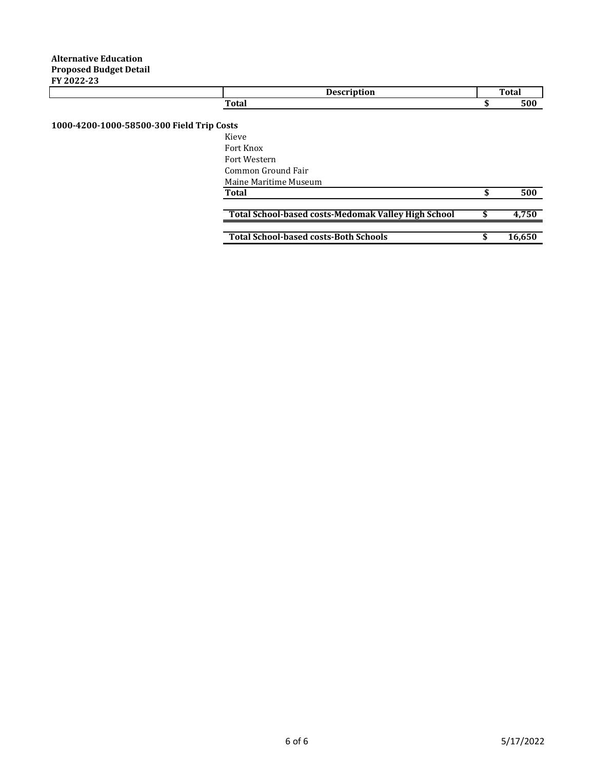**Alternative Education**
**Proposed Budget Detail**
**FY 2022-23**

| | Description | Total |
|---|---|---|
| | **Total** | **$ 500** |

**1000-4200-1000-58500-300 Field Trip Costs**

| | Description | Total |
|---|---|---|
| | Kieve | |
| | Fort Knox | |
| | Fort Western | |
| | Common Ground Fair | |
| | Maine Maritime Museum | |
| | **Total** | **$ 500** |
| | **Total School-based costs-Medomak Valley High School** | **$ 4,750** |
| | **Total School-based costs-Both Schools** | **$ 16,650** |

5/17/2022